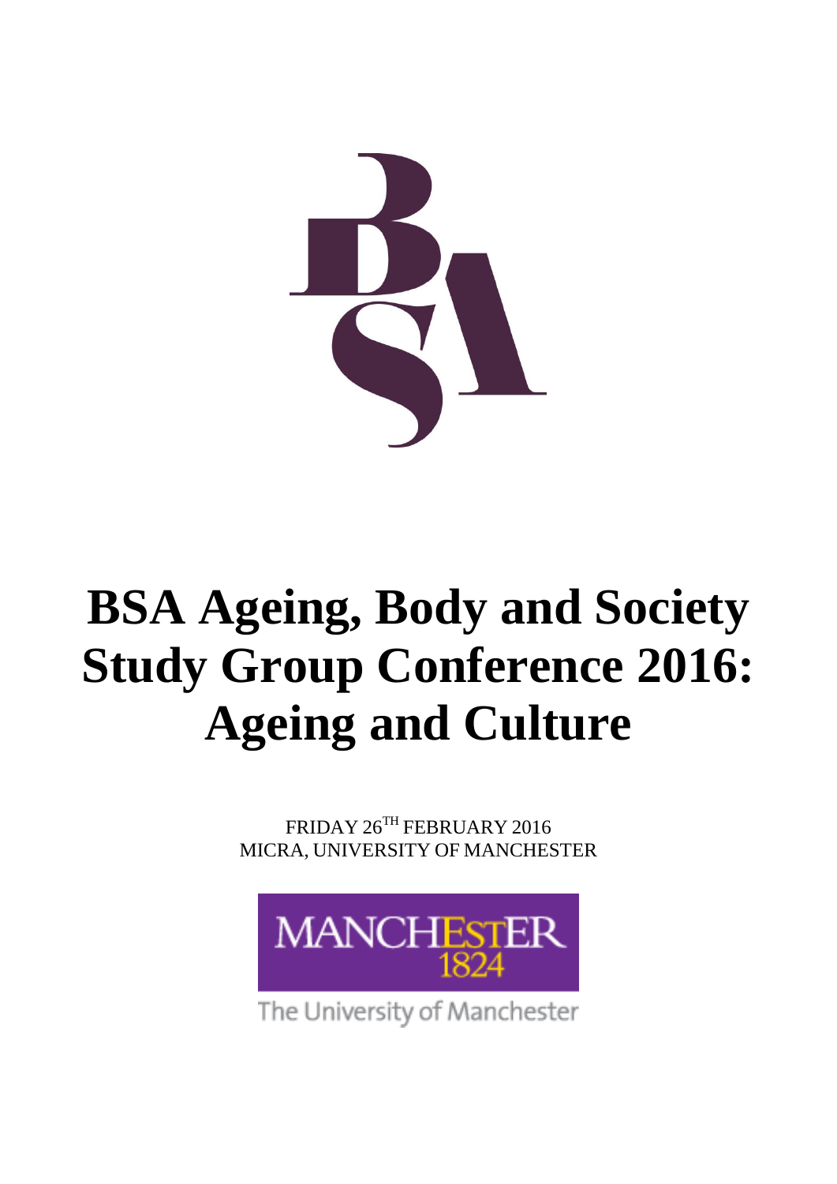# BSA Ageing, Body and Society Study Group Conference 2016: Ageing and Culture

FRIDAY 26TH FEBRUARY 2016
MICRA, UNIVERSITY OF MANCHESTER

MANCHESTER
1824

The University of Manchester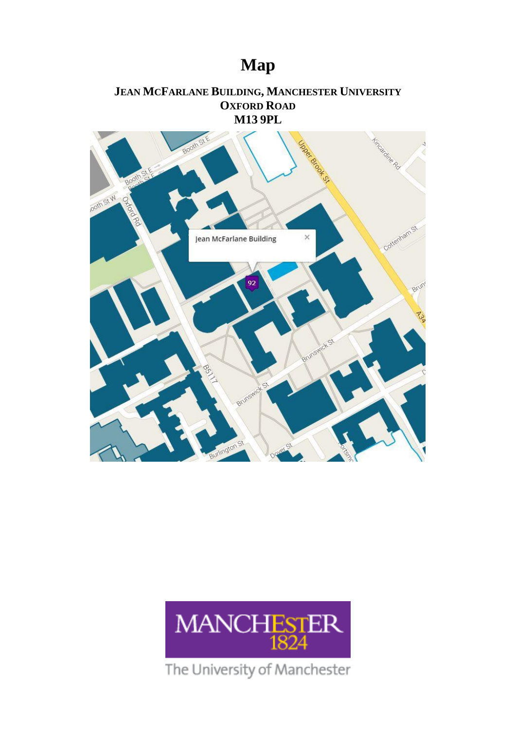# Map

**JEAN MCFARLANE BUILDING, MANCHESTER UNIVERSITY**
**OXFORD ROAD**
**M13 9PL**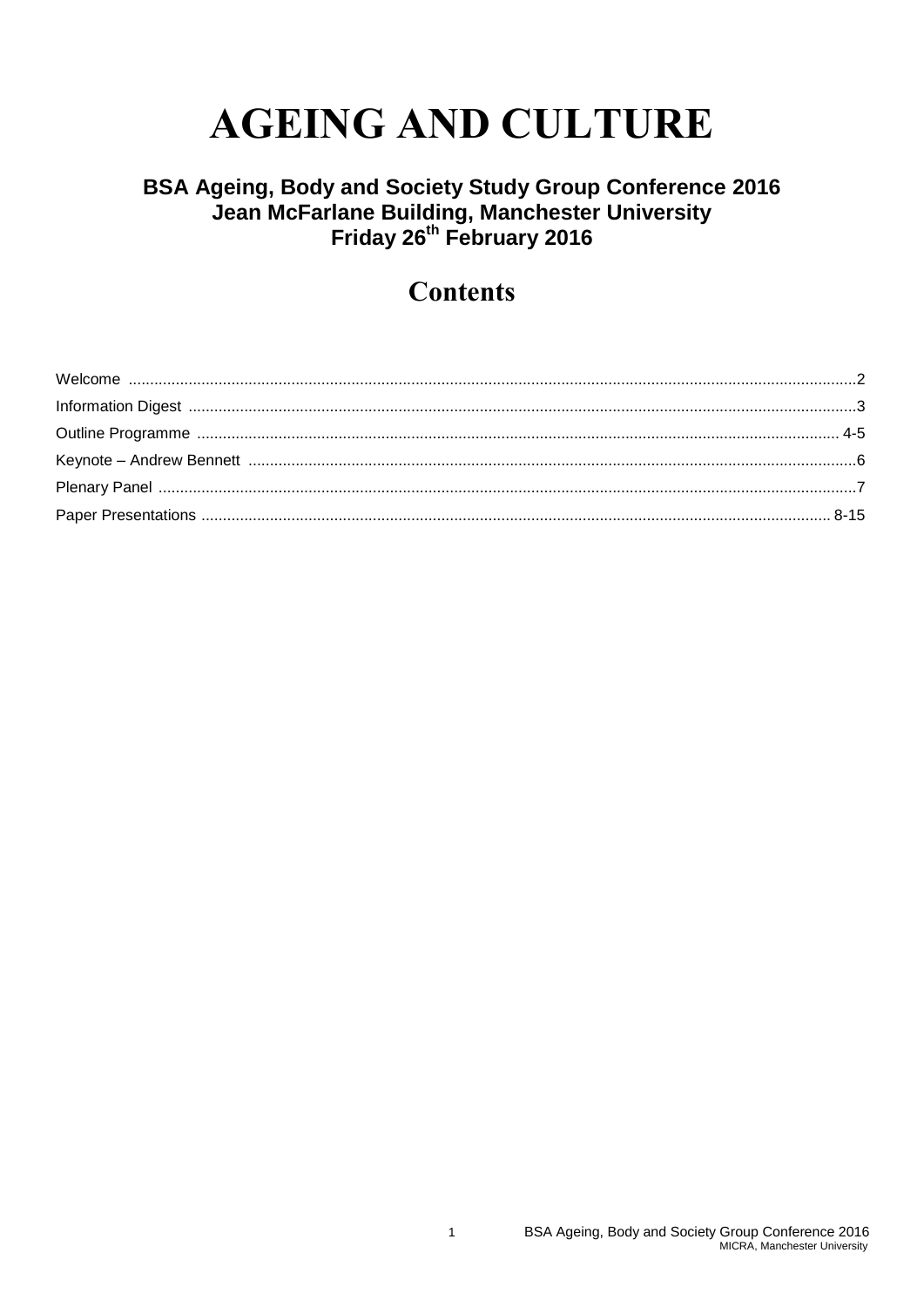# AGEING AND CULTURE

### BSA Ageing, Body and Society Study Group Conference 2016
### Jean McFarlane Building, Manchester University
### Friday 26th February 2016

## Contents

| | |
|---|---|
| Welcome | 2 |
| Information Digest | 3 |
| Outline Programme | 4-5 |
| Keynote – Andrew Bennett | 6 |
| Plenary Panel | 7 |
| Paper Presentations | 8-15 |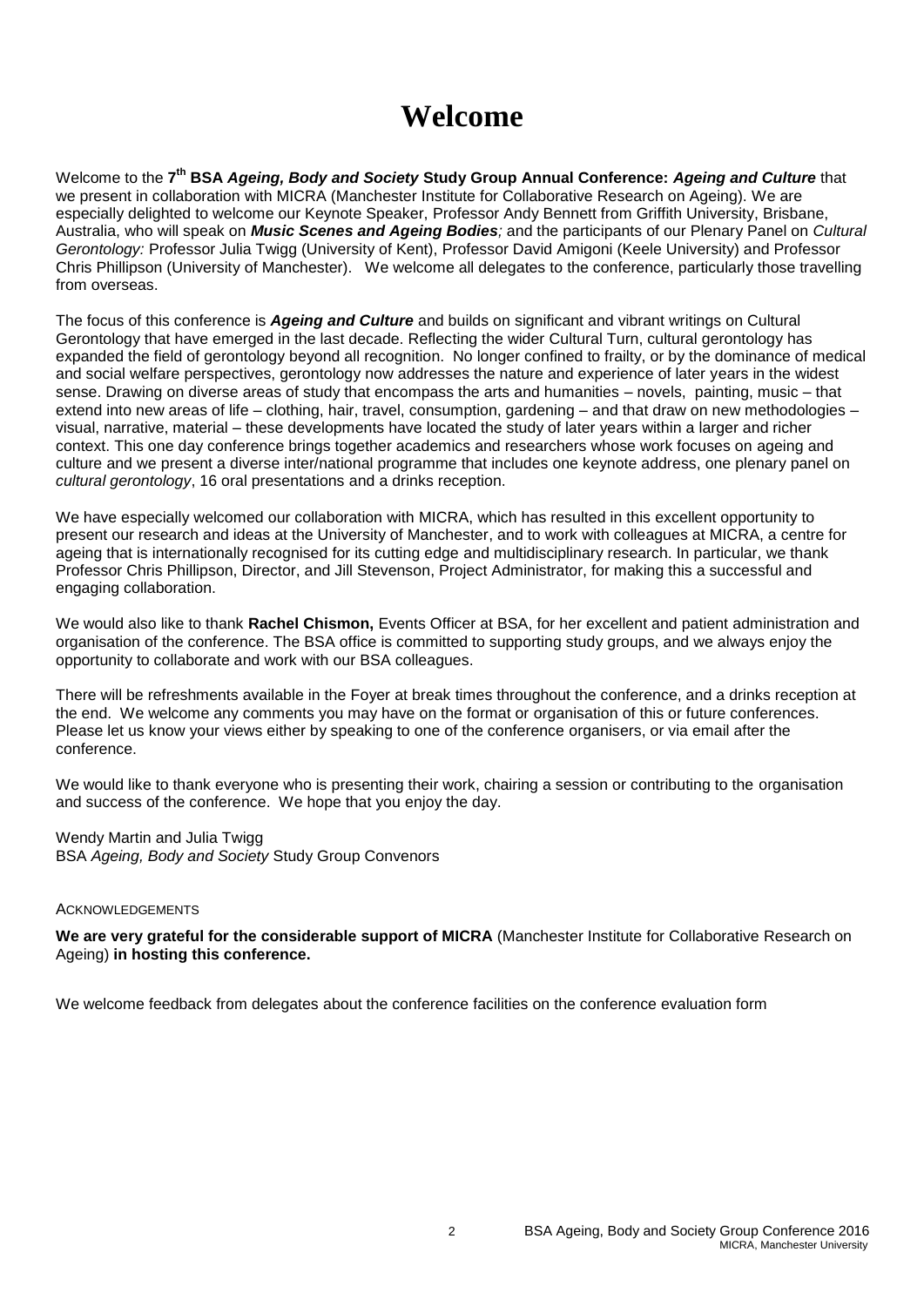# Welcome

Welcome to the **7th BSA *Ageing, Body and Society* Study Group Annual Conference: *Ageing and Culture*** that we present in collaboration with MICRA (Manchester Institute for Collaborative Research on Ageing). We are especially delighted to welcome our Keynote Speaker, Professor Andy Bennett from Griffith University, Brisbane, Australia, who will speak on ***Music Scenes and Ageing Bodies****;* and the participants of our Plenary Panel on *Cultural Gerontology:* Professor Julia Twigg (University of Kent), Professor David Amigoni (Keele University) and Professor Chris Phillipson (University of Manchester). We welcome all delegates to the conference, particularly those travelling from overseas.

The focus of this conference is ***Ageing and Culture*** and builds on significant and vibrant writings on Cultural Gerontology that have emerged in the last decade. Reflecting the wider Cultural Turn, cultural gerontology has expanded the field of gerontology beyond all recognition. No longer confined to frailty, or by the dominance of medical and social welfare perspectives, gerontology now addresses the nature and experience of later years in the widest sense. Drawing on diverse areas of study that encompass the arts and humanities – novels, painting, music – that extend into new areas of life – clothing, hair, travel, consumption, gardening – and that draw on new methodologies – visual, narrative, material – these developments have located the study of later years within a larger and richer context. This one day conference brings together academics and researchers whose work focuses on ageing and culture and we present a diverse inter/national programme that includes one keynote address, one plenary panel on *cultural gerontology*, 16 oral presentations and a drinks reception.

We have especially welcomed our collaboration with MICRA, which has resulted in this excellent opportunity to present our research and ideas at the University of Manchester, and to work with colleagues at MICRA, a centre for ageing that is internationally recognised for its cutting edge and multidisciplinary research. In particular, we thank Professor Chris Phillipson, Director, and Jill Stevenson, Project Administrator, for making this a successful and engaging collaboration.

We would also like to thank **Rachel Chismon,** Events Officer at BSA, for her excellent and patient administration and organisation of the conference. The BSA office is committed to supporting study groups, and we always enjoy the opportunity to collaborate and work with our BSA colleagues.

There will be refreshments available in the Foyer at break times throughout the conference, and a drinks reception at the end. We welcome any comments you may have on the format or organisation of this or future conferences. Please let us know your views either by speaking to one of the conference organisers, or via email after the conference.

We would like to thank everyone who is presenting their work, chairing a session or contributing to the organisation and success of the conference. We hope that you enjoy the day.

Wendy Martin and Julia Twigg
BSA *Ageing, Body and Society* Study Group Convenors

ACKNOWLEDGEMENTS

**We are very grateful for the considerable support of MICRA** (Manchester Institute for Collaborative Research on Ageing) **in hosting this conference.**

We welcome feedback from delegates about the conference facilities on the conference evaluation form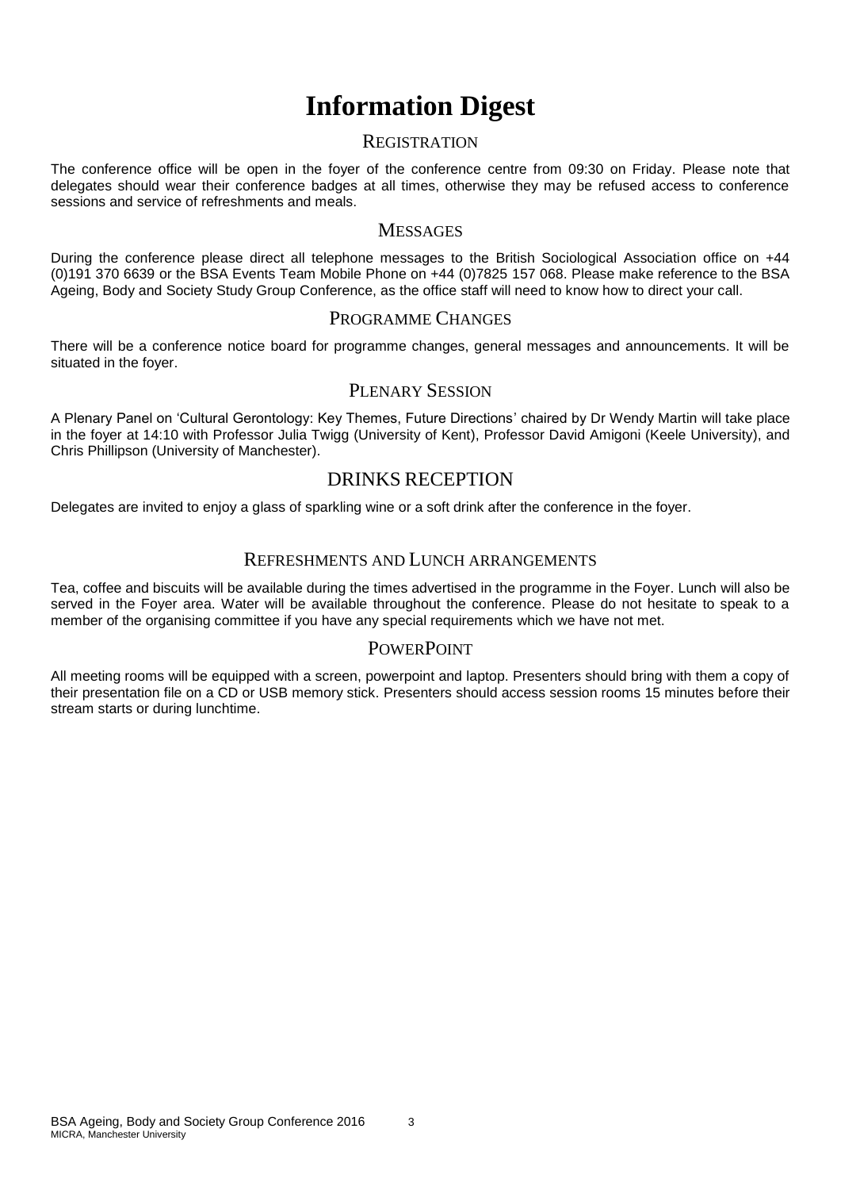# Information Digest

## Registration

The conference office will be open in the foyer of the conference centre from 09:30 on Friday. Please note that delegates should wear their conference badges at all times, otherwise they may be refused access to conference sessions and service of refreshments and meals.

## Messages

During the conference please direct all telephone messages to the British Sociological Association office on +44 (0)191 370 6639 or the BSA Events Team Mobile Phone on +44 (0)7825 157 068. Please make reference to the BSA Ageing, Body and Society Study Group Conference, as the office staff will need to know how to direct your call.

## Programme Changes

There will be a conference notice board for programme changes, general messages and announcements. It will be situated in the foyer.

## Plenary Session

A Plenary Panel on 'Cultural Gerontology: Key Themes, Future Directions' chaired by Dr Wendy Martin will take place in the foyer at 14:10 with Professor Julia Twigg (University of Kent), Professor David Amigoni (Keele University), and Chris Phillipson (University of Manchester).

## DRINKS RECEPTION

Delegates are invited to enjoy a glass of sparkling wine or a soft drink after the conference in the foyer.

## Refreshments and Lunch arrangements

Tea, coffee and biscuits will be available during the times advertised in the programme in the Foyer. Lunch will also be served in the Foyer area. Water will be available throughout the conference. Please do not hesitate to speak to a member of the organising committee if you have any special requirements which we have not met.

## PowerPoint

All meeting rooms will be equipped with a screen, powerpoint and laptop. Presenters should bring with them a copy of their presentation file on a CD or USB memory stick. Presenters should access session rooms 15 minutes before their stream starts or during lunchtime.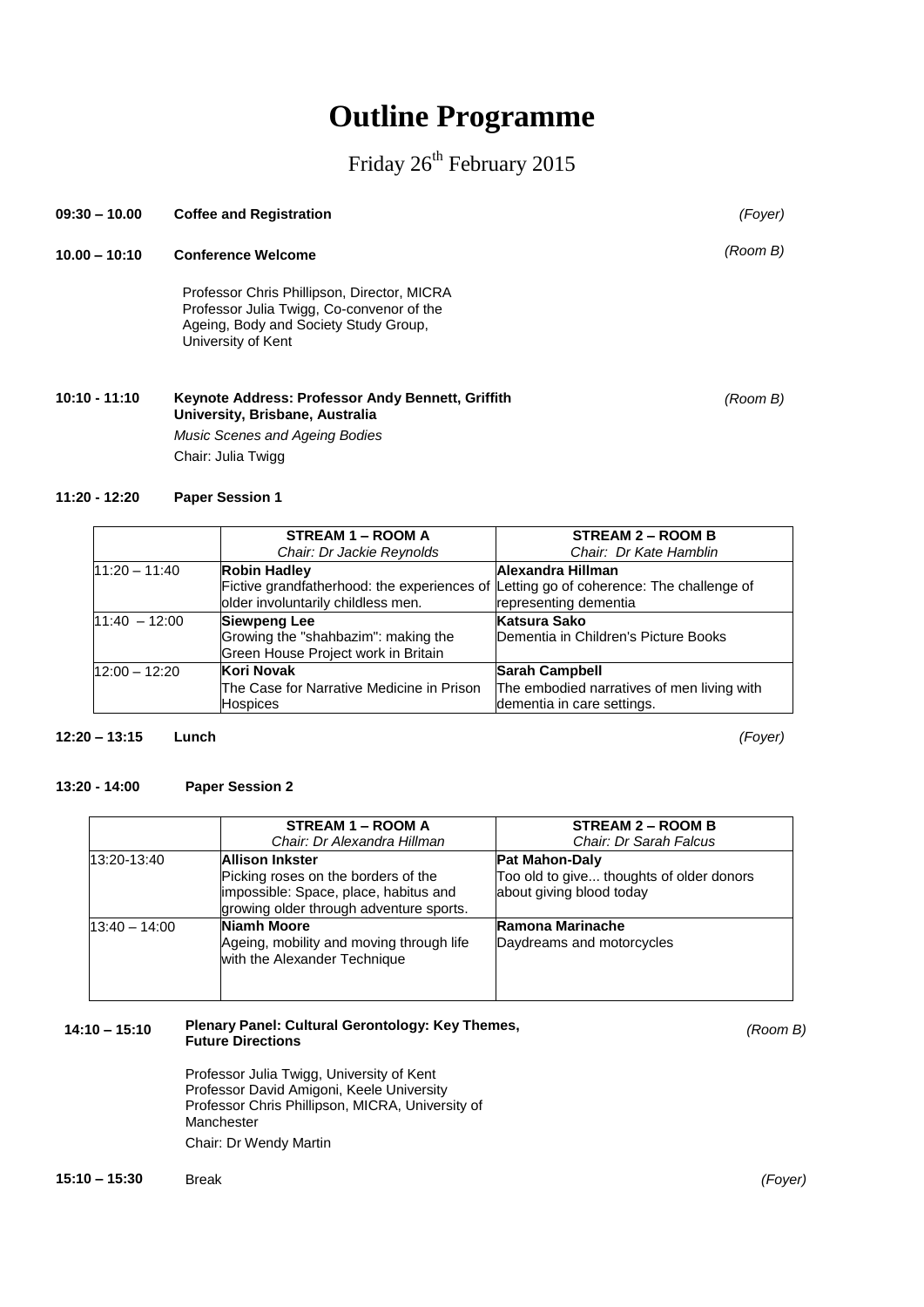# Outline Programme

Friday 26th February 2015

**09:30 – 10.00** **Coffee and Registration** *(Foyer)*

**10.00 – 10:10** **Conference Welcome** *(Room B)*

Professor Chris Phillipson, Director, MICRA
Professor Julia Twigg, Co-convenor of the Ageing, Body and Society Study Group, University of Kent

**10:10 - 11:10** **Keynote Address: Professor Andy Bennett, Griffith University, Brisbane, Australia** *(Room B)*

*Music Scenes and Ageing Bodies*

Chair: Julia Twigg

**11:20 - 12:20** **Paper Session 1**

| | **STREAM 1 – ROOM A**<br>*Chair: Dr Jackie Reynolds* | **STREAM 2 – ROOM B**<br>*Chair: Dr Kate Hamblin* |
|---|---|---|
| 11:20 – 11:40 | **Robin Hadley**<br>Fictive grandfatherhood: the experiences of older involuntarily childless men. | **Alexandra Hillman**<br>Letting go of coherence: The challenge of representing dementia |
| 11:40 – 12:00 | **Siewpeng Lee**<br>Growing the "shahbazim": making the Green House Project work in Britain | **Katsura Sako**<br>Dementia in Children's Picture Books |
| 12:00 – 12:20 | **Kori Novak**<br>The Case for Narrative Medicine in Prison Hospices | **Sarah Campbell**<br>The embodied narratives of men living with dementia in care settings. |

**12:20 – 13:15** **Lunch** *(Foyer)*

**13:20 - 14:00** **Paper Session 2**

| | **STREAM 1 – ROOM A**<br>*Chair: Dr Alexandra Hillman* | **STREAM 2 – ROOM B**<br>*Chair: Dr Sarah Falcus* |
|---|---|---|
| 13:20-13:40 | **Allison Inkster**<br>Picking roses on the borders of the impossible: Space, place, habitus and growing older through adventure sports. | **Pat Mahon-Daly**<br>Too old to give... thoughts of older donors about giving blood today |
| 13:40 – 14:00 | **Niamh Moore**<br>Ageing, mobility and moving through life with the Alexander Technique | **Ramona Marinache**<br>Daydreams and motorcycles |

**14:10 – 15:10** **Plenary Panel: Cultural Gerontology: Key Themes, Future Directions** *(Room B)*

Professor Julia Twigg, University of Kent
Professor David Amigoni, Keele University
Professor Chris Phillipson, MICRA, University of Manchester

Chair: Dr Wendy Martin

**15:10 – 15:30** Break *(Foyer)*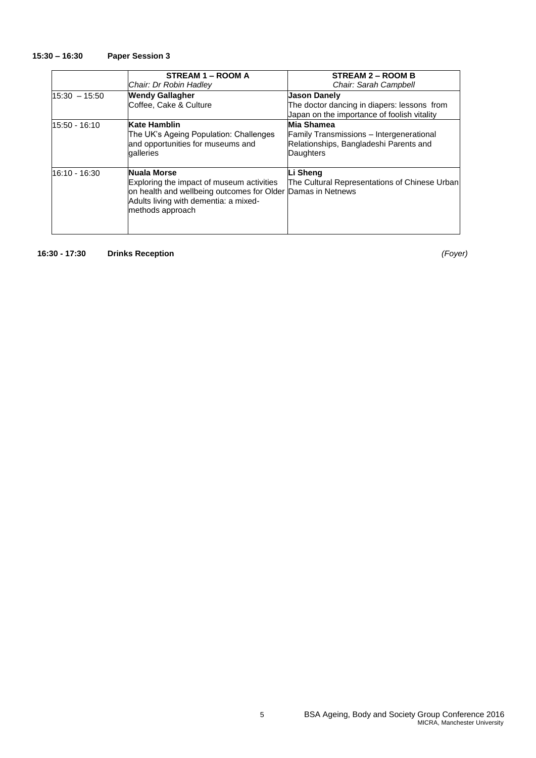**15:30 – 16:30 Paper Session 3**

| | **STREAM 1 – ROOM A**<br>*Chair: Dr Robin Hadley* | **STREAM 2 – ROOM B**<br>*Chair: Sarah Campbell* |
|---|---|---|
| 15:30 – 15:50 | **Wendy Gallagher**<br>Coffee, Cake & Culture | **Jason Danely**<br>The doctor dancing in diapers: lessons from Japan on the importance of foolish vitality |
| 15:50 - 16:10 | **Kate Hamblin**<br>The UK's Ageing Population: Challenges and opportunities for museums and galleries | **Mia Shamea**<br>Family Transmissions – Intergenerational Relationships, Bangladeshi Parents and Daughters |
| 16:10 - 16:30 | **Nuala Morse**<br>Exploring the impact of museum activities on health and wellbeing outcomes for Older Adults living with dementia: a mixed-methods approach | **Li Sheng**<br>The Cultural Representations of Chinese Urban Damas in Netnews |

**16:30 - 17:30 Drinks Reception** *(Foyer)*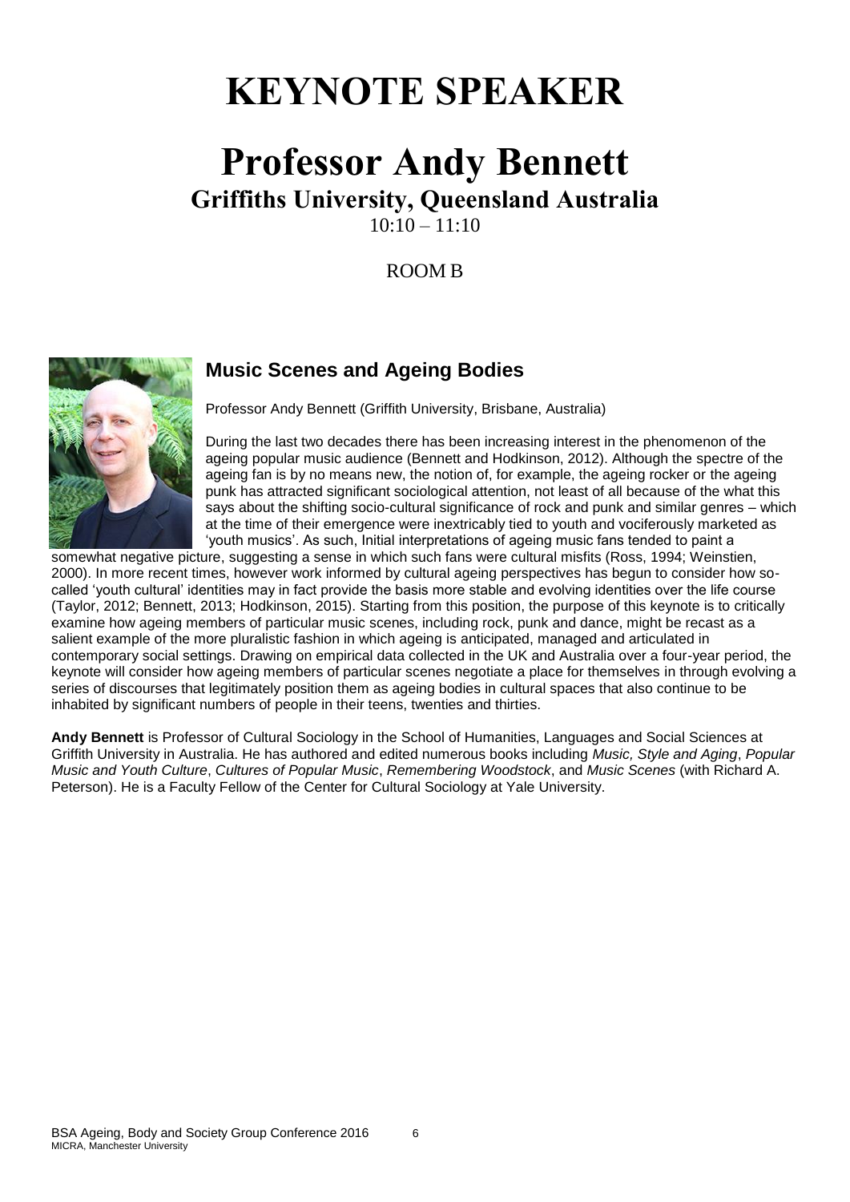# KEYNOTE SPEAKER

# Professor Andy Bennett

## Griffiths University, Queensland Australia

10:10 – 11:10

ROOM B

### Music Scenes and Ageing Bodies

Professor Andy Bennett (Griffith University, Brisbane, Australia)

During the last two decades there has been increasing interest in the phenomenon of the ageing popular music audience (Bennett and Hodkinson, 2012). Although the spectre of the ageing fan is by no means new, the notion of, for example, the ageing rocker or the ageing punk has attracted significant sociological attention, not least of all because of the what this says about the shifting socio-cultural significance of rock and punk and similar genres – which at the time of their emergence were inextricably tied to youth and vociferously marketed as 'youth musics'. As such, Initial interpretations of ageing music fans tended to paint a somewhat negative picture, suggesting a sense in which such fans were cultural misfits (Ross, 1994; Weinstien, 2000). In more recent times, however work informed by cultural ageing perspectives has begun to consider how so-called 'youth cultural' identities may in fact provide the basis more stable and evolving identities over the life course (Taylor, 2012; Bennett, 2013; Hodkinson, 2015). Starting from this position, the purpose of this keynote is to critically examine how ageing members of particular music scenes, including rock, punk and dance, might be recast as a salient example of the more pluralistic fashion in which ageing is anticipated, managed and articulated in contemporary social settings. Drawing on empirical data collected in the UK and Australia over a four-year period, the keynote will consider how ageing members of particular scenes negotiate a place for themselves in through evolving a series of discourses that legitimately position them as ageing bodies in cultural spaces that also continue to be inhabited by significant numbers of people in their teens, twenties and thirties.

**Andy Bennett** is Professor of Cultural Sociology in the School of Humanities, Languages and Social Sciences at Griffith University in Australia. He has authored and edited numerous books including *Music, Style and Aging*, *Popular Music and Youth Culture*, *Cultures of Popular Music*, *Remembering Woodstock*, and *Music Scenes* (with Richard A. Peterson). He is a Faculty Fellow of the Center for Cultural Sociology at Yale University.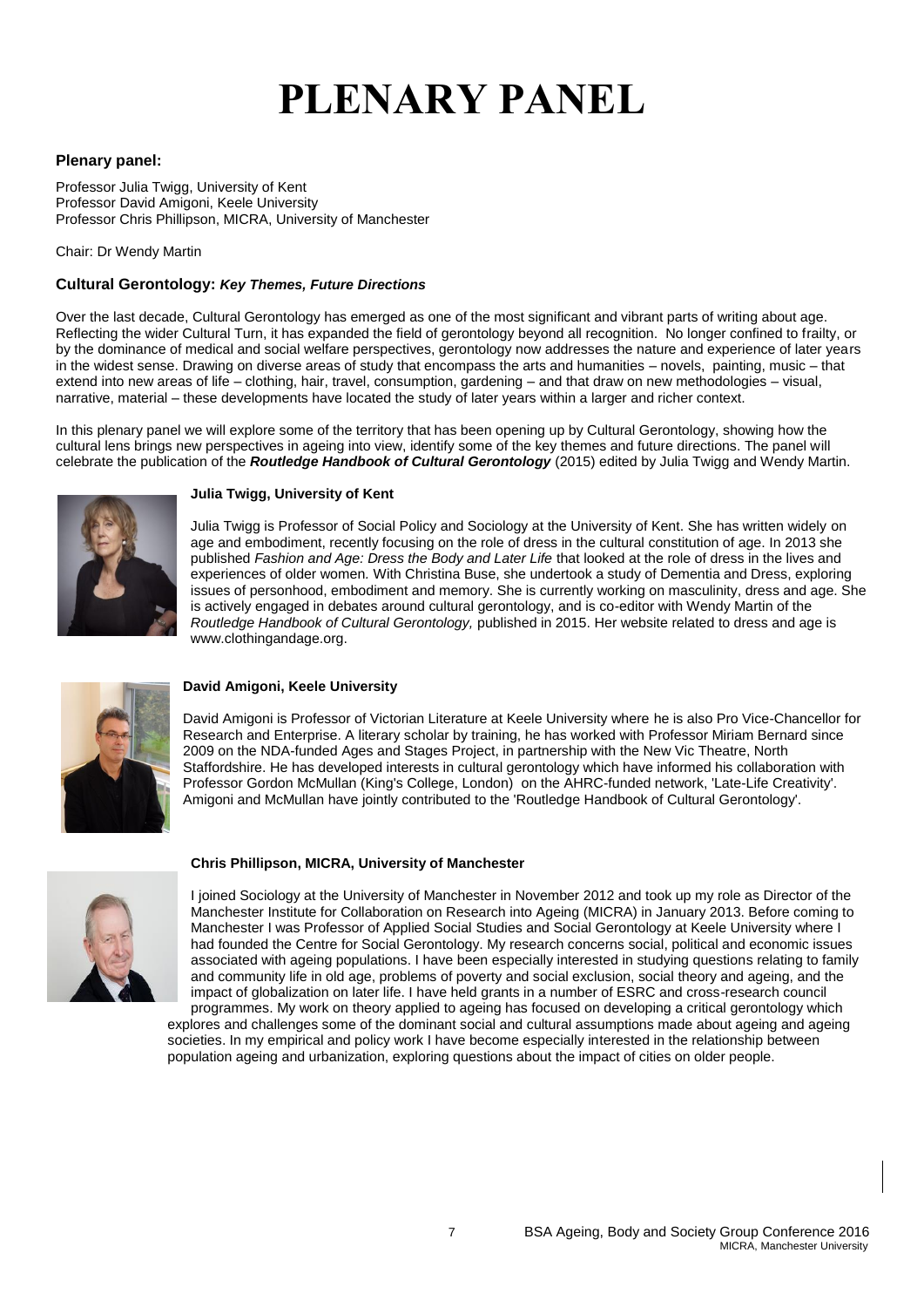# PLENARY PANEL

### Plenary panel:

Professor Julia Twigg, University of Kent
Professor David Amigoni, Keele University
Professor Chris Phillipson, MICRA, University of Manchester

Chair: Dr Wendy Martin

### Cultural Gerontology: *Key Themes, Future Directions*

Over the last decade, Cultural Gerontology has emerged as one of the most significant and vibrant parts of writing about age. Reflecting the wider Cultural Turn, it has expanded the field of gerontology beyond all recognition. No longer confined to frailty, or by the dominance of medical and social welfare perspectives, gerontology now addresses the nature and experience of later years in the widest sense. Drawing on diverse areas of study that encompass the arts and humanities – novels, painting, music – that extend into new areas of life – clothing, hair, travel, consumption, gardening – and that draw on new methodologies – visual, narrative, material – these developments have located the study of later years within a larger and richer context.

In this plenary panel we will explore some of the territory that has been opening up by Cultural Gerontology, showing how the cultural lens brings new perspectives in ageing into view, identify some of the key themes and future directions. The panel will celebrate the publication of the ***Routledge Handbook of Cultural Gerontology*** (2015) edited by Julia Twigg and Wendy Martin.

**Julia Twigg, University of Kent**

Julia Twigg is Professor of Social Policy and Sociology at the University of Kent. She has written widely on age and embodiment, recently focusing on the role of dress in the cultural constitution of age. In 2013 she published *Fashion and Age: Dress the Body and Later Life* that looked at the role of dress in the lives and experiences of older women. With Christina Buse, she undertook a study of Dementia and Dress, exploring issues of personhood, embodiment and memory. She is currently working on masculinity, dress and age. She is actively engaged in debates around cultural gerontology, and is co-editor with Wendy Martin of the *Routledge Handbook of Cultural Gerontology,* published in 2015. Her website related to dress and age is www.clothingandage.org.

**David Amigoni, Keele University**

David Amigoni is Professor of Victorian Literature at Keele University where he is also Pro Vice-Chancellor for Research and Enterprise. A literary scholar by training, he has worked with Professor Miriam Bernard since 2009 on the NDA-funded Ages and Stages Project, in partnership with the New Vic Theatre, North Staffordshire. He has developed interests in cultural gerontology which have informed his collaboration with Professor Gordon McMullan (King's College, London) on the AHRC-funded network, 'Late-Life Creativity'. Amigoni and McMullan have jointly contributed to the 'Routledge Handbook of Cultural Gerontology'.

**Chris Phillipson, MICRA, University of Manchester**

I joined Sociology at the University of Manchester in November 2012 and took up my role as Director of the Manchester Institute for Collaboration on Research into Ageing (MICRA) in January 2013. Before coming to Manchester I was Professor of Applied Social Studies and Social Gerontology at Keele University where I had founded the Centre for Social Gerontology. My research concerns social, political and economic issues associated with ageing populations. I have been especially interested in studying questions relating to family and community life in old age, problems of poverty and social exclusion, social theory and ageing, and the impact of globalization on later life. I have held grants in a number of ESRC and cross-research council programmes. My work on theory applied to ageing has focused on developing a critical gerontology which explores and challenges some of the dominant social and cultural assumptions made about ageing and ageing societies. In my empirical and policy work I have become especially interested in the relationship between population ageing and urbanization, exploring questions about the impact of cities on older people.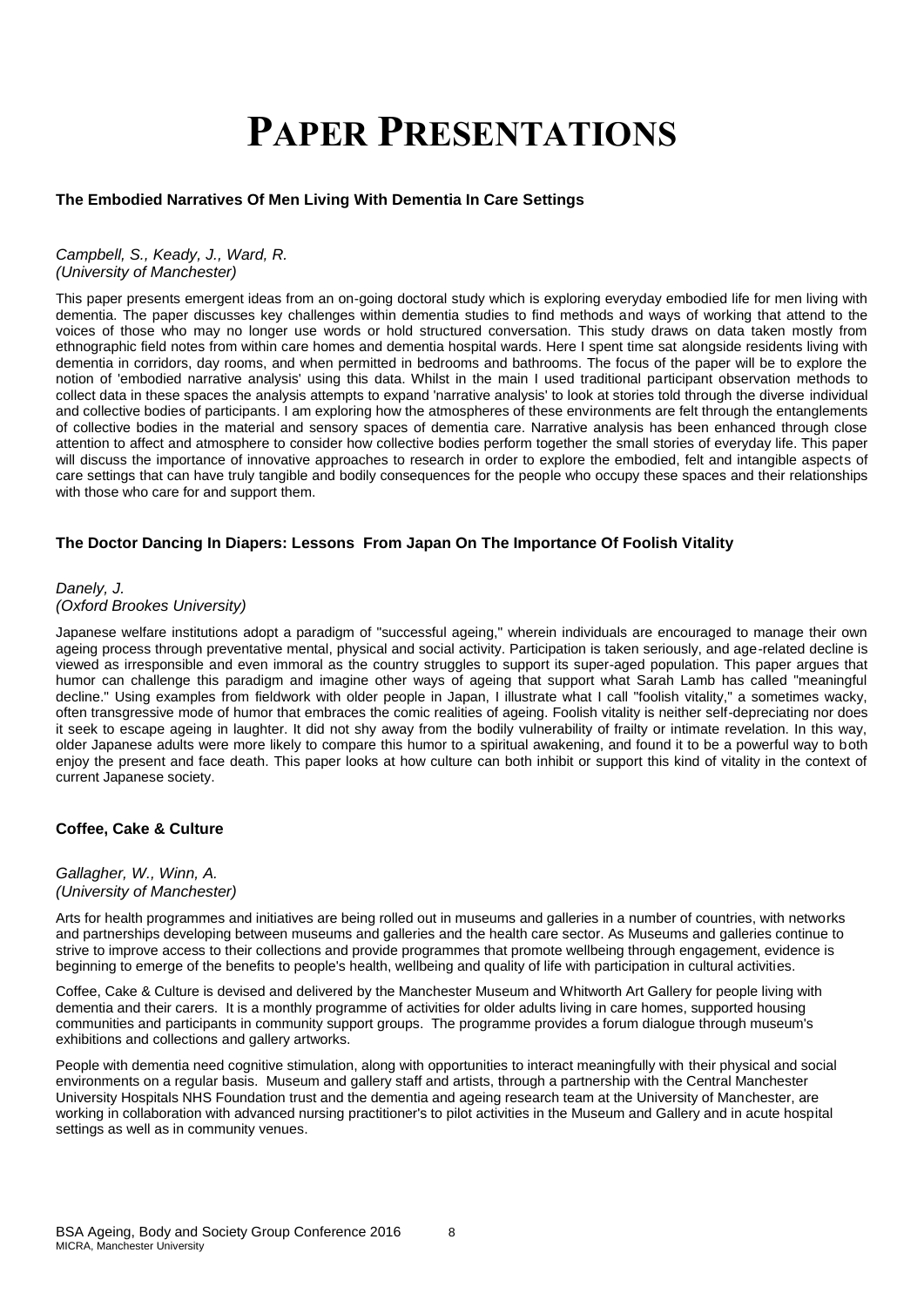# PAPER PRESENTATIONS

### The Embodied Narratives Of Men Living With Dementia In Care Settings

*Campbell, S., Keady, J., Ward, R.*
*(University of Manchester)*

This paper presents emergent ideas from an on-going doctoral study which is exploring everyday embodied life for men living with dementia. The paper discusses key challenges within dementia studies to find methods and ways of working that attend to the voices of those who may no longer use words or hold structured conversation. This study draws on data taken mostly from ethnographic field notes from within care homes and dementia hospital wards. Here I spent time sat alongside residents living with dementia in corridors, day rooms, and when permitted in bedrooms and bathrooms. The focus of the paper will be to explore the notion of 'embodied narrative analysis' using this data. Whilst in the main I used traditional participant observation methods to collect data in these spaces the analysis attempts to expand 'narrative analysis' to look at stories told through the diverse individual and collective bodies of participants. I am exploring how the atmospheres of these environments are felt through the entanglements of collective bodies in the material and sensory spaces of dementia care. Narrative analysis has been enhanced through close attention to affect and atmosphere to consider how collective bodies perform together the small stories of everyday life. This paper will discuss the importance of innovative approaches to research in order to explore the embodied, felt and intangible aspects of care settings that can have truly tangible and bodily consequences for the people who occupy these spaces and their relationships with those who care for and support them.

### The Doctor Dancing In Diapers: Lessons From Japan On The Importance Of Foolish Vitality

*Danely, J.*
*(Oxford Brookes University)*

Japanese welfare institutions adopt a paradigm of "successful ageing," wherein individuals are encouraged to manage their own ageing process through preventative mental, physical and social activity. Participation is taken seriously, and age-related decline is viewed as irresponsible and even immoral as the country struggles to support its super-aged population. This paper argues that humor can challenge this paradigm and imagine other ways of ageing that support what Sarah Lamb has called "meaningful decline." Using examples from fieldwork with older people in Japan, I illustrate what I call "foolish vitality," a sometimes wacky, often transgressive mode of humor that embraces the comic realities of ageing. Foolish vitality is neither self-depreciating nor does it seek to escape ageing in laughter. It did not shy away from the bodily vulnerability of frailty or intimate revelation. In this way, older Japanese adults were more likely to compare this humor to a spiritual awakening, and found it to be a powerful way to both enjoy the present and face death. This paper looks at how culture can both inhibit or support this kind of vitality in the context of current Japanese society.

### Coffee, Cake & Culture

*Gallagher, W., Winn, A.*
*(University of Manchester)*

Arts for health programmes and initiatives are being rolled out in museums and galleries in a number of countries, with networks and partnerships developing between museums and galleries and the health care sector. As Museums and galleries continue to strive to improve access to their collections and provide programmes that promote wellbeing through engagement, evidence is beginning to emerge of the benefits to people's health, wellbeing and quality of life with participation in cultural activities.

Coffee, Cake & Culture is devised and delivered by the Manchester Museum and Whitworth Art Gallery for people living with dementia and their carers. It is a monthly programme of activities for older adults living in care homes, supported housing communities and participants in community support groups. The programme provides a forum dialogue through museum's exhibitions and collections and gallery artworks.

People with dementia need cognitive stimulation, along with opportunities to interact meaningfully with their physical and social environments on a regular basis. Museum and gallery staff and artists, through a partnership with the Central Manchester University Hospitals NHS Foundation trust and the dementia and ageing research team at the University of Manchester, are working in collaboration with advanced nursing practitioner's to pilot activities in the Museum and Gallery and in acute hospital settings as well as in community venues.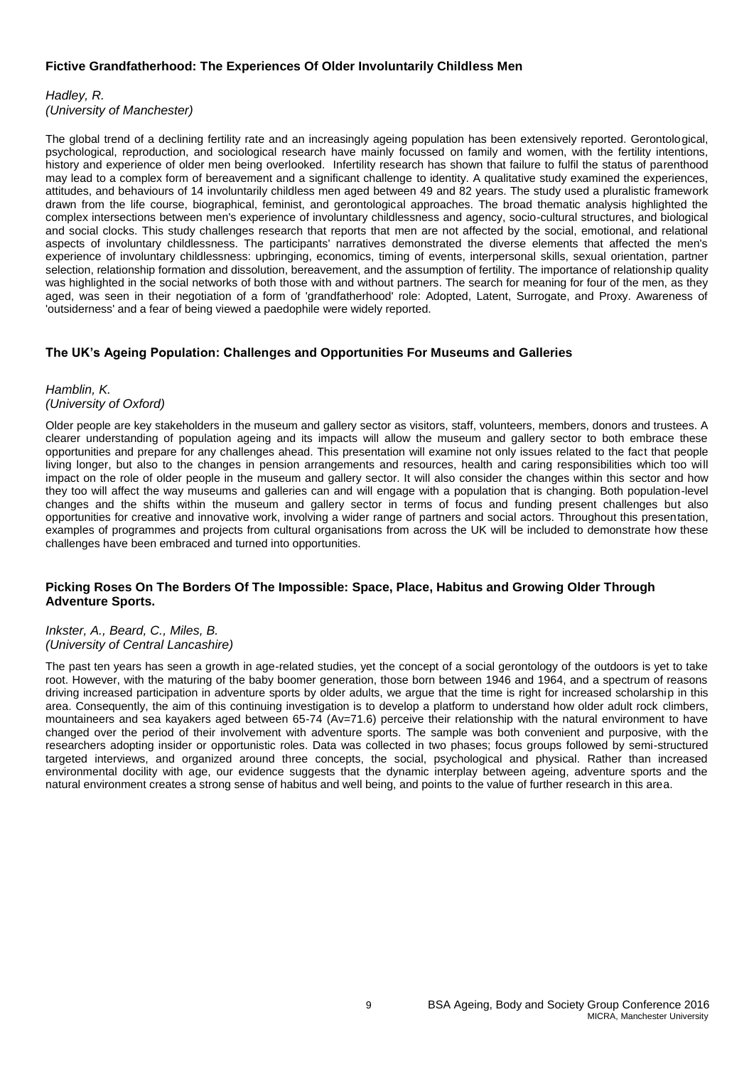### Fictive Grandfatherhood: The Experiences Of Older Involuntarily Childless Men

*Hadley, R.*
*(University of Manchester)*

The global trend of a declining fertility rate and an increasingly ageing population has been extensively reported. Gerontological, psychological, reproduction, and sociological research have mainly focussed on family and women, with the fertility intentions, history and experience of older men being overlooked. Infertility research has shown that failure to fulfil the status of parenthood may lead to a complex form of bereavement and a significant challenge to identity. A qualitative study examined the experiences, attitudes, and behaviours of 14 involuntarily childless men aged between 49 and 82 years. The study used a pluralistic framework drawn from the life course, biographical, feminist, and gerontological approaches. The broad thematic analysis highlighted the complex intersections between men's experience of involuntary childlessness and agency, socio-cultural structures, and biological and social clocks. This study challenges research that reports that men are not affected by the social, emotional, and relational aspects of involuntary childlessness. The participants' narratives demonstrated the diverse elements that affected the men's experience of involuntary childlessness: upbringing, economics, timing of events, interpersonal skills, sexual orientation, partner selection, relationship formation and dissolution, bereavement, and the assumption of fertility. The importance of relationship quality was highlighted in the social networks of both those with and without partners. The search for meaning for four of the men, as they aged, was seen in their negotiation of a form of 'grandfatherhood' role: Adopted, Latent, Surrogate, and Proxy. Awareness of 'outsiderness' and a fear of being viewed a paedophile were widely reported.

### The UK's Ageing Population: Challenges and Opportunities For Museums and Galleries

*Hamblin, K.*
*(University of Oxford)*

Older people are key stakeholders in the museum and gallery sector as visitors, staff, volunteers, members, donors and trustees. A clearer understanding of population ageing and its impacts will allow the museum and gallery sector to both embrace these opportunities and prepare for any challenges ahead. This presentation will examine not only issues related to the fact that people living longer, but also to the changes in pension arrangements and resources, health and caring responsibilities which too will impact on the role of older people in the museum and gallery sector. It will also consider the changes within this sector and how they too will affect the way museums and galleries can and will engage with a population that is changing. Both population-level changes and the shifts within the museum and gallery sector in terms of focus and funding present challenges but also opportunities for creative and innovative work, involving a wider range of partners and social actors. Throughout this presentation, examples of programmes and projects from cultural organisations from across the UK will be included to demonstrate how these challenges have been embraced and turned into opportunities.

### Picking Roses On The Borders Of The Impossible: Space, Place, Habitus and Growing Older Through Adventure Sports.

*Inkster, A., Beard, C., Miles, B.*
*(University of Central Lancashire)*

The past ten years has seen a growth in age-related studies, yet the concept of a social gerontology of the outdoors is yet to take root. However, with the maturing of the baby boomer generation, those born between 1946 and 1964, and a spectrum of reasons driving increased participation in adventure sports by older adults, we argue that the time is right for increased scholarship in this area. Consequently, the aim of this continuing investigation is to develop a platform to understand how older adult rock climbers, mountaineers and sea kayakers aged between 65-74 (Av=71.6) perceive their relationship with the natural environment to have changed over the period of their involvement with adventure sports. The sample was both convenient and purposive, with the researchers adopting insider or opportunistic roles. Data was collected in two phases; focus groups followed by semi-structured targeted interviews, and organized around three concepts, the social, psychological and physical. Rather than increased environmental docility with age, our evidence suggests that the dynamic interplay between ageing, adventure sports and the natural environment creates a strong sense of habitus and well being, and points to the value of further research in this area.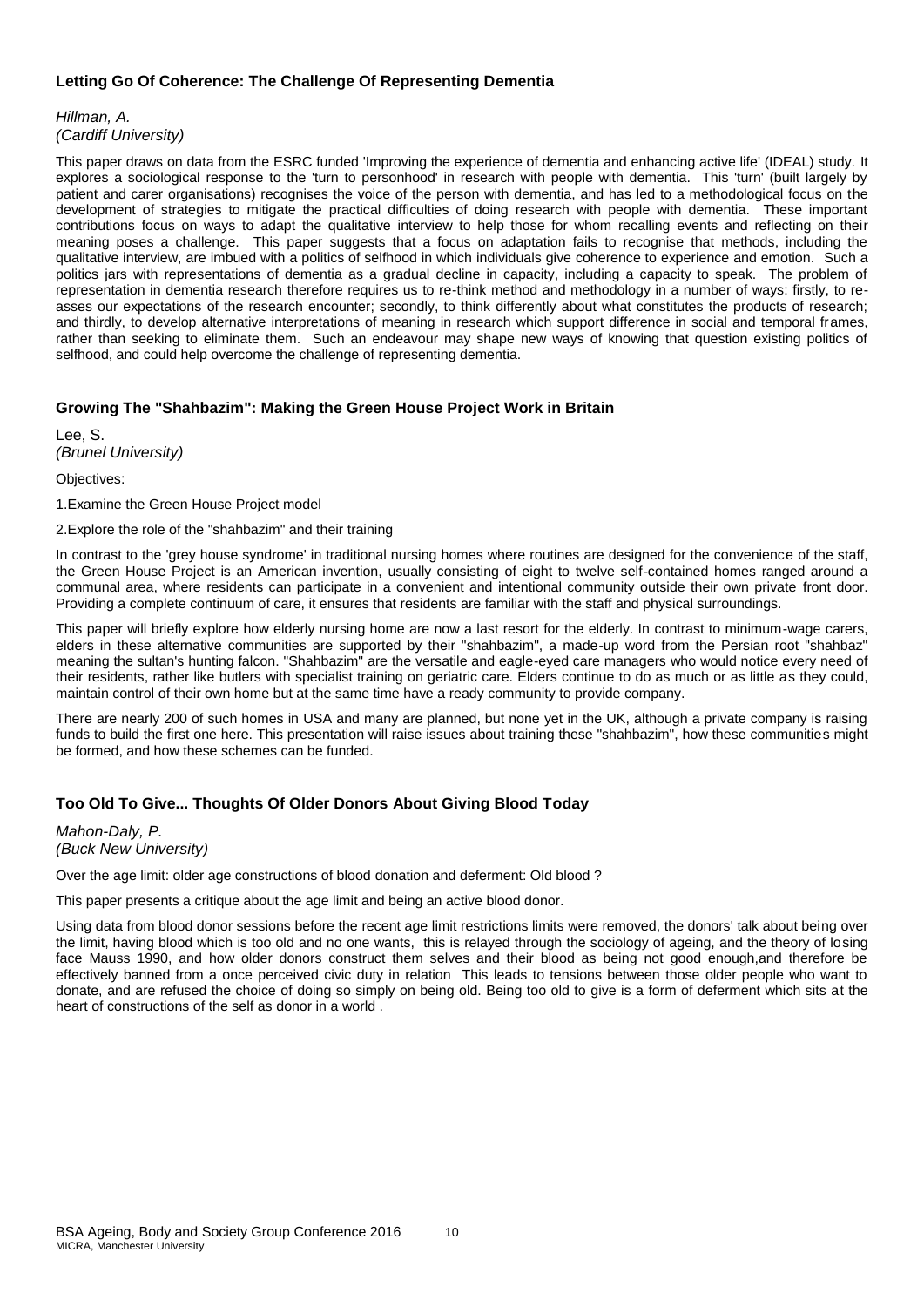### Letting Go Of Coherence: The Challenge Of Representing Dementia

*Hillman, A.*
*(Cardiff University)*

This paper draws on data from the ESRC funded 'Improving the experience of dementia and enhancing active life' (IDEAL) study. It explores a sociological response to the 'turn to personhood' in research with people with dementia. This 'turn' (built largely by patient and carer organisations) recognises the voice of the person with dementia, and has led to a methodological focus on the development of strategies to mitigate the practical difficulties of doing research with people with dementia. These important contributions focus on ways to adapt the qualitative interview to help those for whom recalling events and reflecting on their meaning poses a challenge. This paper suggests that a focus on adaptation fails to recognise that methods, including the qualitative interview, are imbued with a politics of selfhood in which individuals give coherence to experience and emotion. Such a politics jars with representations of dementia as a gradual decline in capacity, including a capacity to speak. The problem of representation in dementia research therefore requires us to re-think method and methodology in a number of ways: firstly, to re-asses our expectations of the research encounter; secondly, to think differently about what constitutes the products of research; and thirdly, to develop alternative interpretations of meaning in research which support difference in social and temporal frames, rather than seeking to eliminate them. Such an endeavour may shape new ways of knowing that question existing politics of selfhood, and could help overcome the challenge of representing dementia.

### Growing The "Shahbazim": Making the Green House Project Work in Britain

Lee, S.
*(Brunel University)*

Objectives:

1.Examine the Green House Project model

2.Explore the role of the "shahbazim" and their training

In contrast to the 'grey house syndrome' in traditional nursing homes where routines are designed for the convenience of the staff, the Green House Project is an American invention, usually consisting of eight to twelve self-contained homes ranged around a communal area, where residents can participate in a convenient and intentional community outside their own private front door. Providing a complete continuum of care, it ensures that residents are familiar with the staff and physical surroundings.

This paper will briefly explore how elderly nursing home are now a last resort for the elderly. In contrast to minimum-wage carers, elders in these alternative communities are supported by their "shahbazim", a made-up word from the Persian root "shahbaz" meaning the sultan's hunting falcon. "Shahbazim" are the versatile and eagle-eyed care managers who would notice every need of their residents, rather like butlers with specialist training on geriatric care. Elders continue to do as much or as little as they could, maintain control of their own home but at the same time have a ready community to provide company.

There are nearly 200 of such homes in USA and many are planned, but none yet in the UK, although a private company is raising funds to build the first one here. This presentation will raise issues about training these "shahbazim", how these communities might be formed, and how these schemes can be funded.

### Too Old To Give... Thoughts Of Older Donors About Giving Blood Today

*Mahon-Daly, P.*
*(Buck New University)*

Over the age limit: older age constructions of blood donation and deferment: Old blood ?

This paper presents a critique about the age limit and being an active blood donor.

Using data from blood donor sessions before the recent age limit restrictions limits were removed, the donors' talk about being over the limit, having blood which is too old and no one wants, this is relayed through the sociology of ageing, and the theory of losing face Mauss 1990, and how older donors construct them selves and their blood as being not good enough,and therefore be effectively banned from a once perceived civic duty in relation This leads to tensions between those older people who want to donate, and are refused the choice of doing so simply on being old. Being too old to give is a form of deferment which sits at the heart of constructions of the self as donor in a world .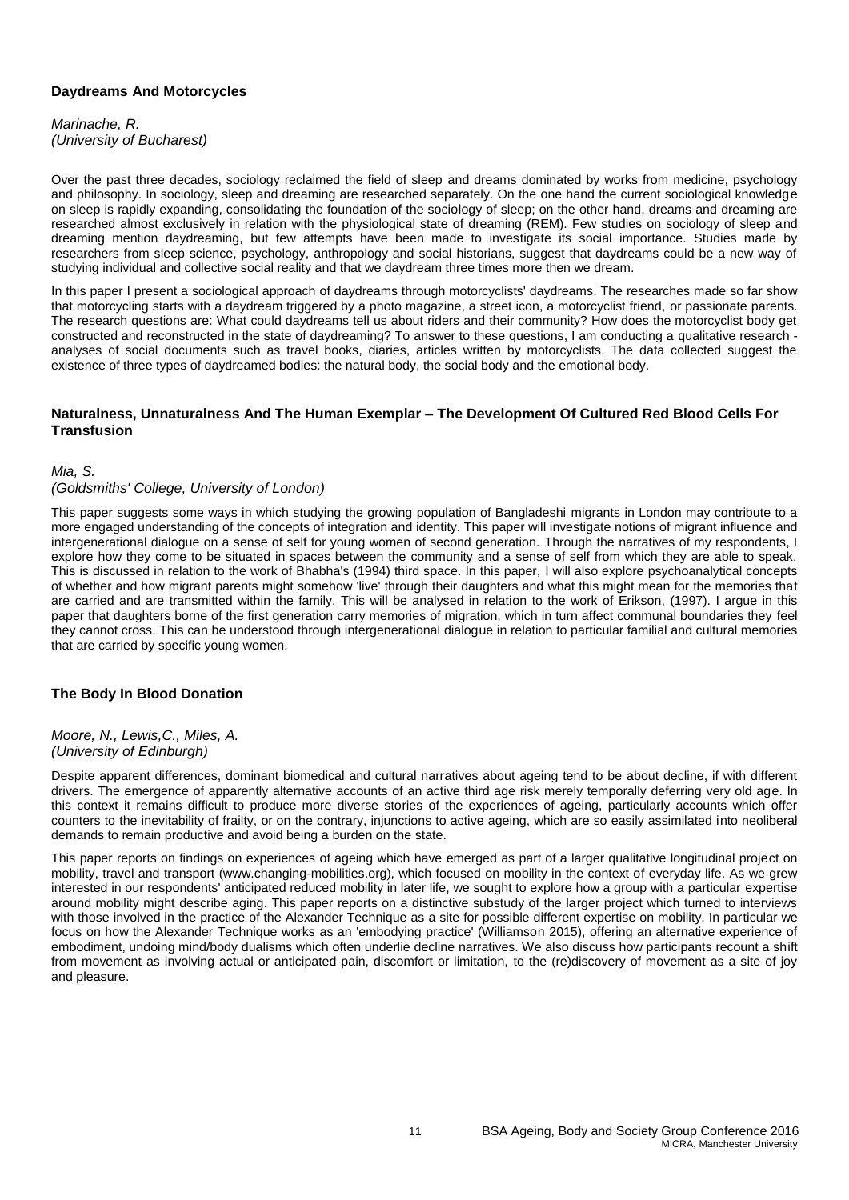### Daydreams And Motorcycles

*Marinache, R.*
*(University of Bucharest)*

Over the past three decades, sociology reclaimed the field of sleep and dreams dominated by works from medicine, psychology and philosophy. In sociology, sleep and dreaming are researched separately. On the one hand the current sociological knowledge on sleep is rapidly expanding, consolidating the foundation of the sociology of sleep; on the other hand, dreams and dreaming are researched almost exclusively in relation with the physiological state of dreaming (REM). Few studies on sociology of sleep and dreaming mention daydreaming, but few attempts have been made to investigate its social importance. Studies made by researchers from sleep science, psychology, anthropology and social historians, suggest that daydreams could be a new way of studying individual and collective social reality and that we daydream three times more then we dream.

In this paper I present a sociological approach of daydreams through motorcyclists' daydreams. The researches made so far show that motorcycling starts with a daydream triggered by a photo magazine, a street icon, a motorcyclist friend, or passionate parents. The research questions are: What could daydreams tell us about riders and their community? How does the motorcyclist body get constructed and reconstructed in the state of daydreaming? To answer to these questions, I am conducting a qualitative research - analyses of social documents such as travel books, diaries, articles written by motorcyclists. The data collected suggest the existence of three types of daydreamed bodies: the natural body, the social body and the emotional body.

### Naturalness, Unnaturalness And The Human Exemplar – The Development Of Cultured Red Blood Cells For Transfusion

*Mia, S.*
*(Goldsmiths' College, University of London)*

This paper suggests some ways in which studying the growing population of Bangladeshi migrants in London may contribute to a more engaged understanding of the concepts of integration and identity. This paper will investigate notions of migrant influence and intergenerational dialogue on a sense of self for young women of second generation. Through the narratives of my respondents, I explore how they come to be situated in spaces between the community and a sense of self from which they are able to speak. This is discussed in relation to the work of Bhabha's (1994) third space. In this paper, I will also explore psychoanalytical concepts of whether and how migrant parents might somehow 'live' through their daughters and what this might mean for the memories that are carried and are transmitted within the family. This will be analysed in relation to the work of Erikson, (1997). I argue in this paper that daughters borne of the first generation carry memories of migration, which in turn affect communal boundaries they feel they cannot cross. This can be understood through intergenerational dialogue in relation to particular familial and cultural memories that are carried by specific young women.

### The Body In Blood Donation

*Moore, N., Lewis,C., Miles, A.*
*(University of Edinburgh)*

Despite apparent differences, dominant biomedical and cultural narratives about ageing tend to be about decline, if with different drivers. The emergence of apparently alternative accounts of an active third age risk merely temporally deferring very old age. In this context it remains difficult to produce more diverse stories of the experiences of ageing, particularly accounts which offer counters to the inevitability of frailty, or on the contrary, injunctions to active ageing, which are so easily assimilated into neoliberal demands to remain productive and avoid being a burden on the state.

This paper reports on findings on experiences of ageing which have emerged as part of a larger qualitative longitudinal project on mobility, travel and transport (www.changing-mobilities.org), which focused on mobility in the context of everyday life. As we grew interested in our respondents' anticipated reduced mobility in later life, we sought to explore how a group with a particular expertise around mobility might describe aging. This paper reports on a distinctive substudy of the larger project which turned to interviews with those involved in the practice of the Alexander Technique as a site for possible different expertise on mobility. In particular we focus on how the Alexander Technique works as an 'embodying practice' (Williamson 2015), offering an alternative experience of embodiment, undoing mind/body dualisms which often underlie decline narratives. We also discuss how participants recount a shift from movement as involving actual or anticipated pain, discomfort or limitation, to the (re)discovery of movement as a site of joy and pleasure.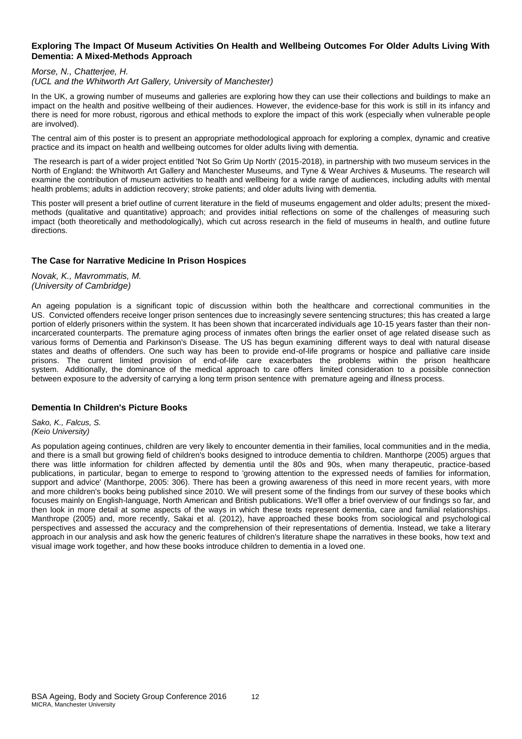### Exploring The Impact Of Museum Activities On Health and Wellbeing Outcomes For Older Adults Living With Dementia: A Mixed-Methods Approach

*Morse, N., Chatterjee, H.*
*(UCL and the Whitworth Art Gallery, University of Manchester)*

In the UK, a growing number of museums and galleries are exploring how they can use their collections and buildings to make an impact on the health and positive wellbeing of their audiences. However, the evidence-base for this work is still in its infancy and there is need for more robust, rigorous and ethical methods to explore the impact of this work (especially when vulnerable people are involved).

The central aim of this poster is to present an appropriate methodological approach for exploring a complex, dynamic and creative practice and its impact on health and wellbeing outcomes for older adults living with dementia.

The research is part of a wider project entitled 'Not So Grim Up North' (2015-2018), in partnership with two museum services in the North of England: the Whitworth Art Gallery and Manchester Museums, and Tyne & Wear Archives & Museums. The research will examine the contribution of museum activities to health and wellbeing for a wide range of audiences, including adults with mental health problems; adults in addiction recovery; stroke patients; and older adults living with dementia.

This poster will present a brief outline of current literature in the field of museums engagement and older adults; present the mixed-methods (qualitative and quantitative) approach; and provides initial reflections on some of the challenges of measuring such impact (both theoretically and methodologically), which cut across research in the field of museums in health, and outline future directions.

### The Case for Narrative Medicine In Prison Hospices

*Novak, K., Mavrommatis, M.*
*(University of Cambridge)*

An ageing population is a significant topic of discussion within both the healthcare and correctional communities in the US. Convicted offenders receive longer prison sentences due to increasingly severe sentencing structures; this has created a large portion of elderly prisoners within the system. It has been shown that incarcerated individuals age 10-15 years faster than their non-incarcerated counterparts. The premature aging process of inmates often brings the earlier onset of age related disease such as various forms of Dementia and Parkinson's Disease. The US has begun examining different ways to deal with natural disease states and deaths of offenders. One such way has been to provide end-of-life programs or hospice and palliative care inside prisons. The current limited provision of end-of-life care exacerbates the problems within the prison healthcare system. Additionally, the dominance of the medical approach to care offers limited consideration to a possible connection between exposure to the adversity of carrying a long term prison sentence with premature ageing and illness process.

### Dementia In Children's Picture Books

*Sako, K., Falcus, S.*
*(Keio University)*

As population ageing continues, children are very likely to encounter dementia in their families, local communities and in the media, and there is a small but growing field of children's books designed to introduce dementia to children. Manthorpe (2005) argues that there was little information for children affected by dementia until the 80s and 90s, when many therapeutic, practice-based publications, in particular, began to emerge to respond to 'growing attention to the expressed needs of families for information, support and advice' (Manthorpe, 2005: 306). There has been a growing awareness of this need in more recent years, with more and more children's books being published since 2010. We will present some of the findings from our survey of these books which focuses mainly on English-language, North American and British publications. We'll offer a brief overview of our findings so far, and then look in more detail at some aspects of the ways in which these texts represent dementia, care and familial relationships. Manthrope (2005) and, more recently, Sakai et al. (2012), have approached these books from sociological and psychological perspectives and assessed the accuracy and the comprehension of their representations of dementia. Instead, we take a literary approach in our analysis and ask how the generic features of children's literature shape the narratives in these books, how text and visual image work together, and how these books introduce children to dementia in a loved one.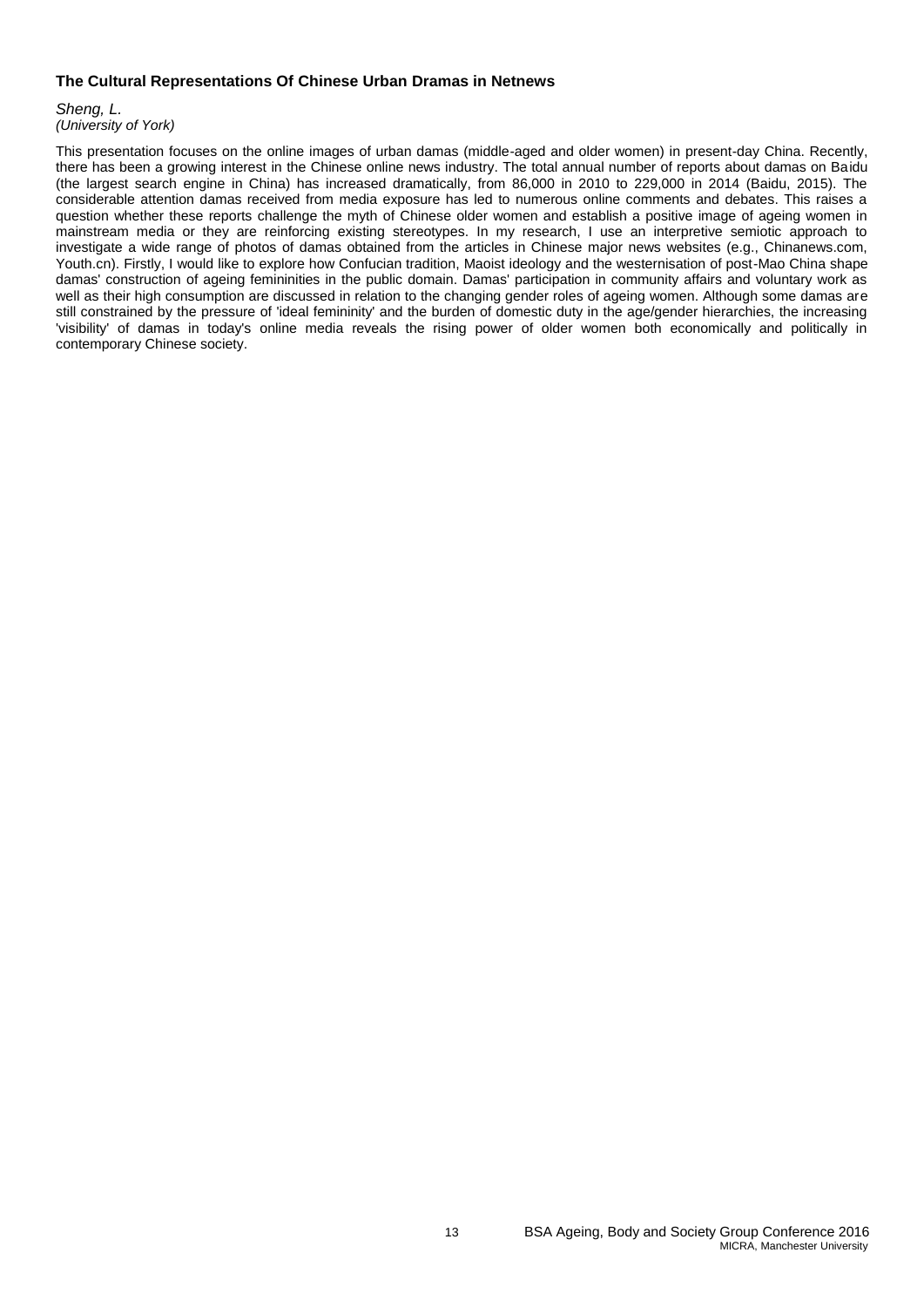### The Cultural Representations Of Chinese Urban Dramas in Netnews

*Sheng, L.*
*(University of York)*

This presentation focuses on the online images of urban damas (middle-aged and older women) in present-day China. Recently, there has been a growing interest in the Chinese online news industry. The total annual number of reports about damas on Baidu (the largest search engine in China) has increased dramatically, from 86,000 in 2010 to 229,000 in 2014 (Baidu, 2015). The considerable attention damas received from media exposure has led to numerous online comments and debates. This raises a question whether these reports challenge the myth of Chinese older women and establish a positive image of ageing women in mainstream media or they are reinforcing existing stereotypes. In my research, I use an interpretive semiotic approach to investigate a wide range of photos of damas obtained from the articles in Chinese major news websites (e.g., Chinanews.com, Youth.cn). Firstly, I would like to explore how Confucian tradition, Maoist ideology and the westernisation of post-Mao China shape damas' construction of ageing femininities in the public domain. Damas' participation in community affairs and voluntary work as well as their high consumption are discussed in relation to the changing gender roles of ageing women. Although some damas are still constrained by the pressure of 'ideal femininity' and the burden of domestic duty in the age/gender hierarchies, the increasing 'visibility' of damas in today's online media reveals the rising power of older women both economically and politically in contemporary Chinese society.